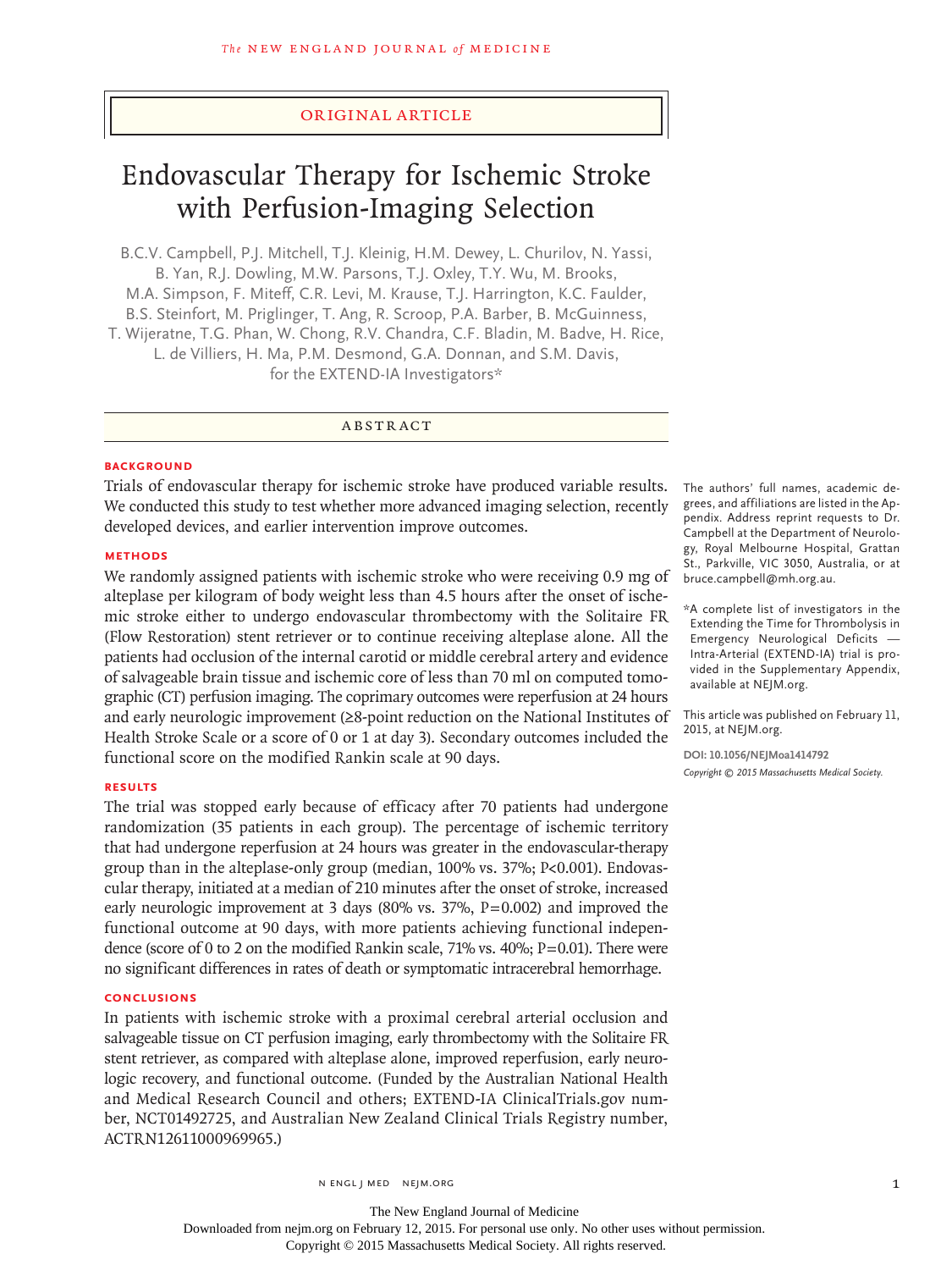ORIGINAL ARTICLE

# Endovascular Therapy for Ischemic Stroke with Perfusion-Imaging Selection

B.C.V. Campbell, P.J. Mitchell, T.J. Kleinig, H.M. Dewey, L. Churilov, N. Yassi, B. Yan, R.J. Dowling, M.W. Parsons, T.J. Oxley, T.Y. Wu, M. Brooks, M.A. Simpson, F. Miteff, C.R. Levi, M. Krause, T.J. Harrington, K.C. Faulder, B.S. Steinfort, M. Priglinger, T. Ang, R. Scroop, P.A. Barber, B. McGuinness, T. Wijeratne, T.G. Phan, W. Chong, R.V. Chandra, C.F. Bladin, M. Badve, H. Rice, L. de Villiers, H. Ma, P.M. Desmond, G.A. Donnan, and S.M. Davis, for the EXTEND-IA Investigators*

## ABSTRACT

### BACKGROUND

Trials of endovascular therapy for ischemic stroke have produced variable results. We conducted this study to test whether more advanced imaging selection, recently developed devices, and earlier intervention improve outcomes.

### METHODS

We randomly assigned patients with ischemic stroke who were receiving 0.9 mg of alteplase per kilogram of body weight less than 4.5 hours after the onset of ischemic stroke either to undergo endovascular thrombectomy with the Solitaire FR (Flow Restoration) stent retriever or to continue receiving alteplase alone. All the patients had occlusion of the internal carotid or middle cerebral artery and evidence of salvageable brain tissue and ischemic core of less than 70 ml on computed tomographic (CT) perfusion imaging. The coprimary outcomes were reperfusion at 24 hours and early neurologic improvement (≥8-point reduction on the National Institutes of Health Stroke Scale or a score of 0 or 1 at day 3). Secondary outcomes included the functional score on the modified Rankin scale at 90 days.

### RESULTS

The trial was stopped early because of efficacy after 70 patients had undergone randomization (35 patients in each group). The percentage of ischemic territory that had undergone reperfusion at 24 hours was greater in the endovascular-therapy group than in the alteplase-only group (median, 100% vs. 37%; P<0.001). Endovascular therapy, initiated at a median of 210 minutes after the onset of stroke, increased early neurologic improvement at 3 days (80% vs. 37%, P=0.002) and improved the functional outcome at 90 days, with more patients achieving functional independence (score of 0 to 2 on the modified Rankin scale, 71% vs. 40%; P=0.01). There were no significant differences in rates of death or symptomatic intracerebral hemorrhage.

### CONCLUSIONS

In patients with ischemic stroke with a proximal cerebral arterial occlusion and salvageable tissue on CT perfusion imaging, early thrombectomy with the Solitaire FR stent retriever, as compared with alteplase alone, improved reperfusion, early neurologic recovery, and functional outcome. (Funded by the Australian National Health and Medical Research Council and others; EXTEND-IA ClinicalTrials.gov number, NCT01492725, and Australian New Zealand Clinical Trials Registry number, ACTRN12611000969965.)

The authors' full names, academic degrees, and affiliations are listed in the Appendix. Address reprint requests to Dr. Campbell at the Department of Neurology, Royal Melbourne Hospital, Grattan St., Parkville, VIC 3050, Australia, or at bruce.campbell@mh.org.au.

*A complete list of investigators in the Extending the Time for Thrombolysis in Emergency Neurological Deficits — Intra-Arterial (EXTEND-IA) trial is provided in the Supplementary Appendix, available at NEJM.org.

This article was published on February 11, 2015, at NEJM.org.

DOI: 10.1056/NEJMoa1414792

Copyright © 2015 Massachusetts Medical Society.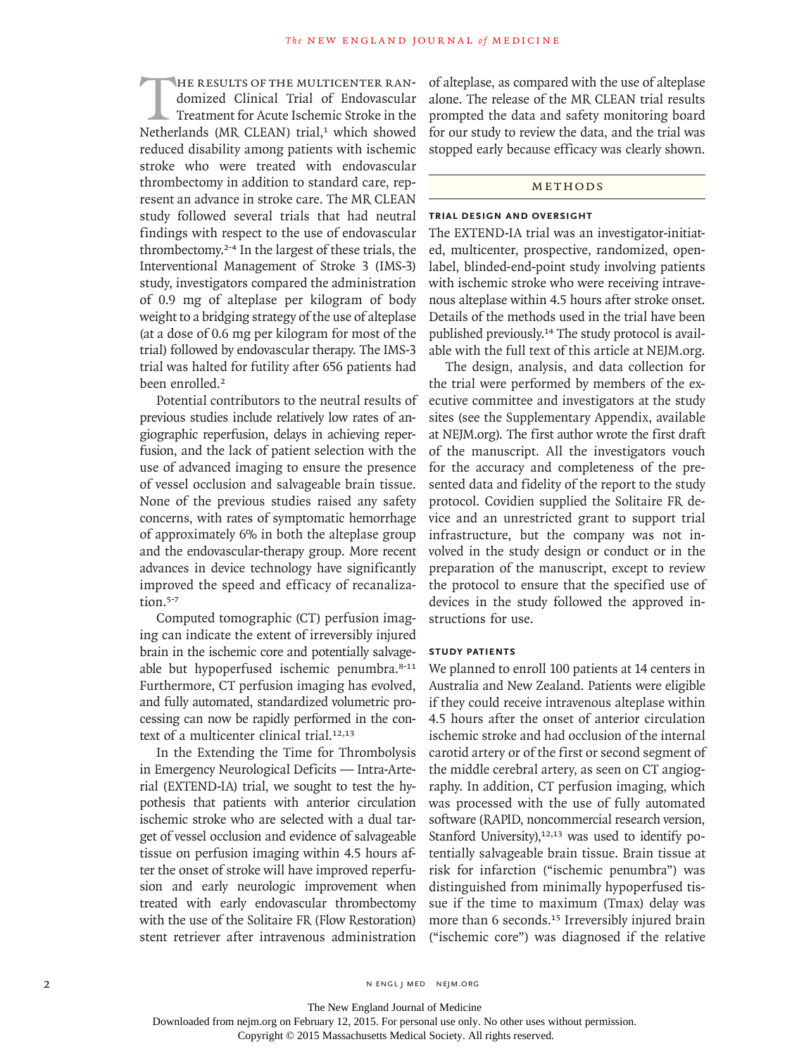The results of the Multicenter Randomized Clinical Trial of Endovascular Treatment for Acute Ischemic Stroke in the Netherlands (MR CLEAN) trial,[1] which showed reduced disability among patients with ischemic stroke who were treated with endovascular thrombectomy in addition to standard care, represent an advance in stroke care. The MR CLEAN study followed several trials that had neutral findings with respect to the use of endovascular thrombectomy.[2-4] In the largest of these trials, the Interventional Management of Stroke 3 (IMS-3) study, investigators compared the administration of 0.9 mg of alteplase per kilogram of body weight to a bridging strategy of the use of alteplase (at a dose of 0.6 mg per kilogram for most of the trial) followed by endovascular therapy. The IMS-3 trial was halted for futility after 656 patients had been enrolled.[2]

Potential contributors to the neutral results of previous studies include relatively low rates of angiographic reperfusion, delays in achieving reperfusion, and the lack of patient selection with the use of advanced imaging to ensure the presence of vessel occlusion and salvageable brain tissue. None of the previous studies raised any safety concerns, with rates of symptomatic hemorrhage of approximately 6% in both the alteplase group and the endovascular-therapy group. More recent advances in device technology have significantly improved the speed and efficacy of recanalization.[5-7]

Computed tomographic (CT) perfusion imaging can indicate the extent of irreversibly injured brain in the ischemic core and potentially salvageable but hypoperfused ischemic penumbra.[8-11] Furthermore, CT perfusion imaging has evolved, and fully automated, standardized volumetric processing can now be rapidly performed in the context of a multicenter clinical trial.[12,13]

In the Extending the Time for Thrombolysis in Emergency Neurological Deficits — Intra-Arterial (EXTEND-IA) trial, we sought to test the hypothesis that patients with anterior circulation ischemic stroke who are selected with a dual target of vessel occlusion and evidence of salvageable tissue on perfusion imaging within 4.5 hours after the onset of stroke will have improved reperfusion and early neurologic improvement when treated with early endovascular thrombectomy with the use of the Solitaire FR (Flow Restoration) stent retriever after intravenous administration of alteplase, as compared with the use of alteplase alone. The release of the MR CLEAN trial results prompted the data and safety monitoring board for our study to review the data, and the trial was stopped early because efficacy was clearly shown.

## Methods

### Trial Design and Oversight

The EXTEND-IA trial was an investigator-initiated, multicenter, prospective, randomized, open-label, blinded-end-point study involving patients with ischemic stroke who were receiving intravenous alteplase within 4.5 hours after stroke onset. Details of the methods used in the trial have been published previously.[14] The study protocol is available with the full text of this article at NEJM.org.

The design, analysis, and data collection for the trial were performed by members of the executive committee and investigators at the study sites (see the Supplementary Appendix, available at NEJM.org). The first author wrote the first draft of the manuscript. All the investigators vouch for the accuracy and completeness of the presented data and fidelity of the report to the study protocol. Covidien supplied the Solitaire FR device and an unrestricted grant to support trial infrastructure, but the company was not involved in the study design or conduct or in the preparation of the manuscript, except to review the protocol to ensure that the specified use of devices in the study followed the approved instructions for use.

### Study Patients

We planned to enroll 100 patients at 14 centers in Australia and New Zealand. Patients were eligible if they could receive intravenous alteplase within 4.5 hours after the onset of anterior circulation ischemic stroke and had occlusion of the internal carotid artery or of the first or second segment of the middle cerebral artery, as seen on CT angiography. In addition, CT perfusion imaging, which was processed with the use of fully automated software (RAPID, noncommercial research version, Stanford University),[12,13] was used to identify potentially salvageable brain tissue. Brain tissue at risk for infarction ("ischemic penumbra") was distinguished from minimally hypoperfused tissue if the time to maximum (Tmax) delay was more than 6 seconds.[15] Irreversibly injured brain ("ischemic core") was diagnosed if the relative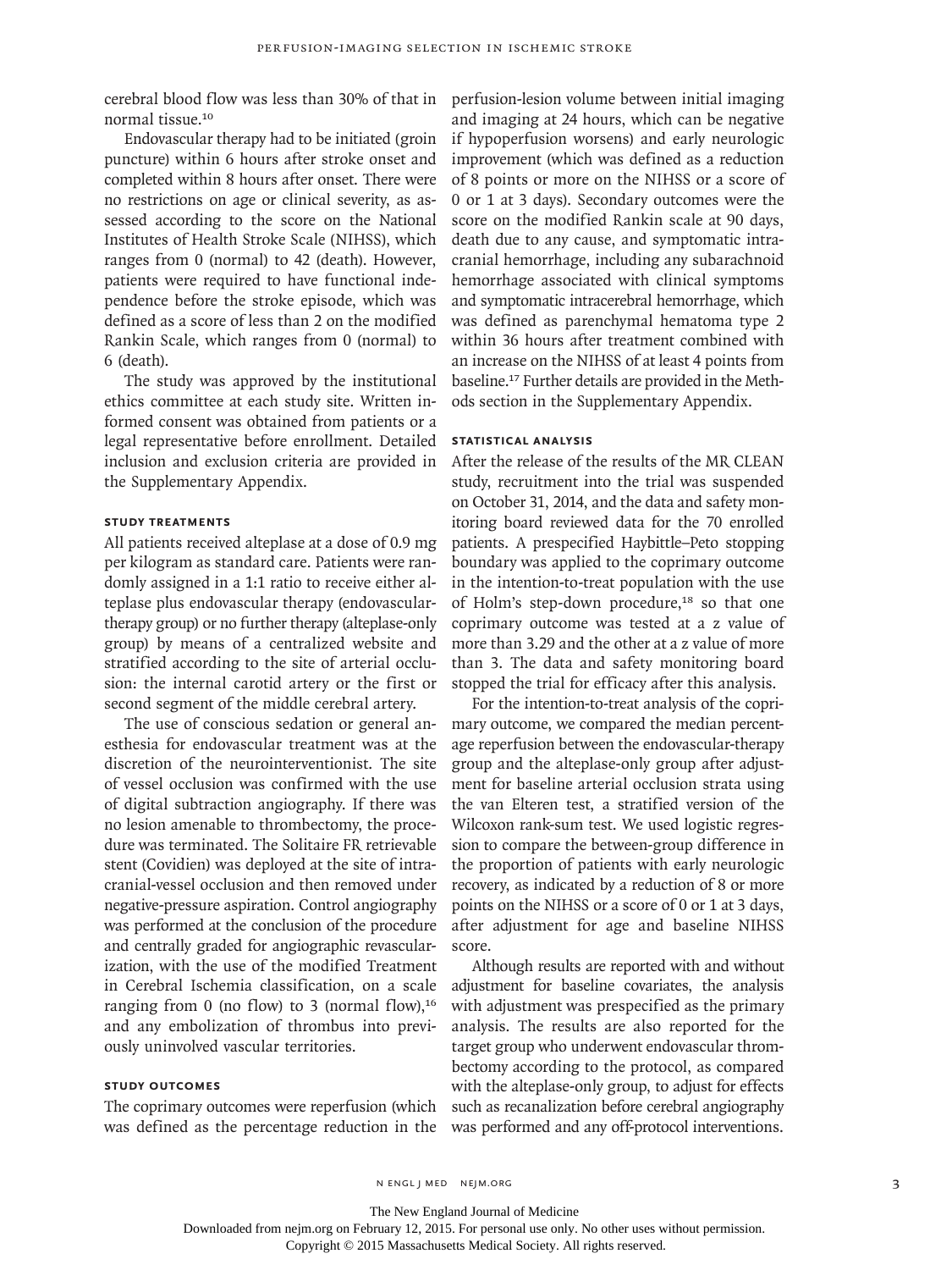cerebral blood flow was less than 30% of that in normal tissue.[10]

Endovascular therapy had to be initiated (groin puncture) within 6 hours after stroke onset and completed within 8 hours after onset. There were no restrictions on age or clinical severity, as assessed according to the score on the National Institutes of Health Stroke Scale (NIHSS), which ranges from 0 (normal) to 42 (death). However, patients were required to have functional independence before the stroke episode, which was defined as a score of less than 2 on the modified Rankin Scale, which ranges from 0 (normal) to 6 (death).

The study was approved by the institutional ethics committee at each study site. Written informed consent was obtained from patients or a legal representative before enrollment. Detailed inclusion and exclusion criteria are provided in the Supplementary Appendix.

### STUDY TREATMENTS

All patients received alteplase at a dose of 0.9 mg per kilogram as standard care. Patients were randomly assigned in a 1:1 ratio to receive either alteplase plus endovascular therapy (endovascular-therapy group) or no further therapy (alteplase-only group) by means of a centralized website and stratified according to the site of arterial occlusion: the internal carotid artery or the first or second segment of the middle cerebral artery.

The use of conscious sedation or general anesthesia for endovascular treatment was at the discretion of the neurointerventionist. The site of vessel occlusion was confirmed with the use of digital subtraction angiography. If there was no lesion amenable to thrombectomy, the procedure was terminated. The Solitaire FR retrievable stent (Covidien) was deployed at the site of intracranial-vessel occlusion and then removed under negative-pressure aspiration. Control angiography was performed at the conclusion of the procedure and centrally graded for angiographic revascularization, with the use of the modified Treatment in Cerebral Ischemia classification, on a scale ranging from 0 (no flow) to 3 (normal flow),[16] and any embolization of thrombus into previously uninvolved vascular territories.

### STUDY OUTCOMES

The coprimary outcomes were reperfusion (which was defined as the percentage reduction in the perfusion-lesion volume between initial imaging and imaging at 24 hours, which can be negative if hypoperfusion worsens) and early neurologic improvement (which was defined as a reduction of 8 points or more on the NIHSS or a score of 0 or 1 at 3 days). Secondary outcomes were the score on the modified Rankin scale at 90 days, death due to any cause, and symptomatic intracranial hemorrhage, including any subarachnoid hemorrhage associated with clinical symptoms and symptomatic intracerebral hemorrhage, which was defined as parenchymal hematoma type 2 within 36 hours after treatment combined with an increase on the NIHSS of at least 4 points from baseline.[17] Further details are provided in the Methods section in the Supplementary Appendix.

### STATISTICAL ANALYSIS

After the release of the results of the MR CLEAN study, recruitment into the trial was suspended on October 31, 2014, and the data and safety monitoring board reviewed data for the 70 enrolled patients. A prespecified Haybittle–Peto stopping boundary was applied to the coprimary outcome in the intention-to-treat population with the use of Holm's step-down procedure,[18] so that one coprimary outcome was tested at a z value of more than 3.29 and the other at a z value of more than 3. The data and safety monitoring board stopped the trial for efficacy after this analysis.

For the intention-to-treat analysis of the coprimary outcome, we compared the median percentage reperfusion between the endovascular-therapy group and the alteplase-only group after adjustment for baseline arterial occlusion strata using the van Elteren test, a stratified version of the Wilcoxon rank-sum test. We used logistic regression to compare the between-group difference in the proportion of patients with early neurologic recovery, as indicated by a reduction of 8 or more points on the NIHSS or a score of 0 or 1 at 3 days, after adjustment for age and baseline NIHSS score.

Although results are reported with and without adjustment for baseline covariates, the analysis with adjustment was prespecified as the primary analysis. The results are also reported for the target group who underwent endovascular thrombectomy according to the protocol, as compared with the alteplase-only group, to adjust for effects such as recanalization before cerebral angiography was performed and any off-protocol interventions.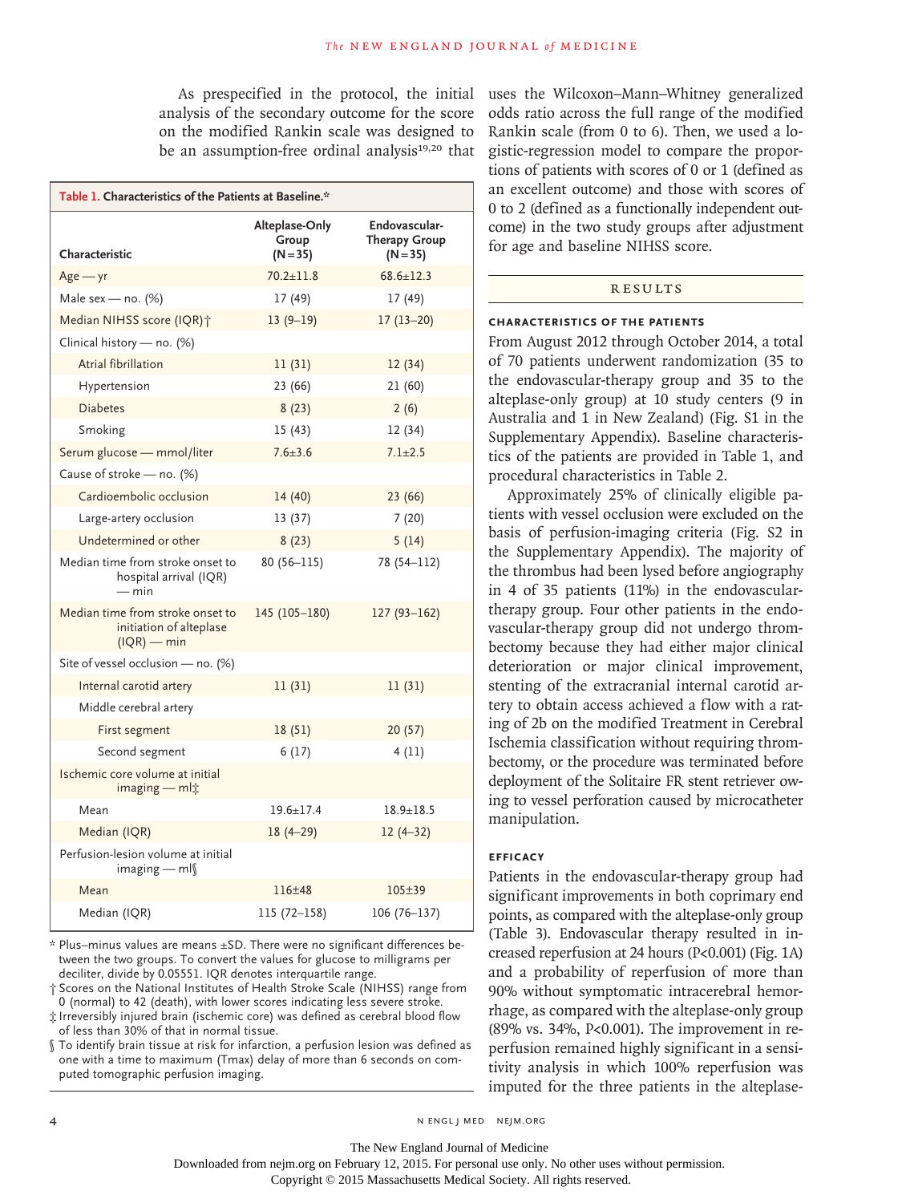As prespecified in the protocol, the initial analysis of the secondary outcome for the score on the modified Rankin scale was designed to be an assumption-free ordinal analysis[19,20] that uses the Wilcoxon–Mann–Whitney generalized odds ratio across the full range of the modified Rankin scale (from 0 to 6). Then, we used a logistic-regression model to compare the proportions of patients with scores of 0 or 1 (defined as an excellent outcome) and those with scores of 0 to 2 (defined as a functionally independent outcome) in the two study groups after adjustment for age and baseline NIHSS score.

**Table 1. Characteristics of the Patients at Baseline.***

| Characteristic | Alteplase-Only Group (N=35) | Endovascular-Therapy Group (N=35) |
|---|---|---|
| Age — yr | 70.2±11.8 | 68.6±12.3 |
| Male sex — no. (%) | 17 (49) | 17 (49) |
| Median NIHSS score (IQR)† | 13 (9–19) | 17 (13–20) |
| Clinical history — no. (%) | | |
| Atrial fibrillation | 11 (31) | 12 (34) |
| Hypertension | 23 (66) | 21 (60) |
| Diabetes | 8 (23) | 2 (6) |
| Smoking | 15 (43) | 12 (34) |
| Serum glucose — mmol/liter | 7.6±3.6 | 7.1±2.5 |
| Cause of stroke — no. (%) | | |
| Cardioembolic occlusion | 14 (40) | 23 (66) |
| Large-artery occlusion | 13 (37) | 7 (20) |
| Undetermined or other | 8 (23) | 5 (14) |
| Median time from stroke onset to hospital arrival (IQR) — min | 80 (56–115) | 78 (54–112) |
| Median time from stroke onset to initiation of alteplase (IQR) — min | 145 (105–180) | 127 (93–162) |
| Site of vessel occlusion — no. (%) | | |
| Internal carotid artery | 11 (31) | 11 (31) |
| Middle cerebral artery | | |
| First segment | 18 (51) | 20 (57) |
| Second segment | 6 (17) | 4 (11) |
| Ischemic core volume at initial imaging — ml‡ | | |
| Mean | 19.6±17.4 | 18.9±18.5 |
| Median (IQR) | 18 (4–29) | 12 (4–32) |
| Perfusion-lesion volume at initial imaging — ml§ | | |
| Mean | 116±48 | 105±39 |
| Median (IQR) | 115 (72–158) | 106 (76–137) |

\* Plus–minus values are means ±SD. There were no significant differences between the two groups. To convert the values for glucose to milligrams per deciliter, divide by 0.05551. IQR denotes interquartile range.

† Scores on the National Institutes of Health Stroke Scale (NIHSS) range from 0 (normal) to 42 (death), with lower scores indicating less severe stroke.

‡ Irreversibly injured brain (ischemic core) was defined as cerebral blood flow of less than 30% of that in normal tissue.

§ To identify brain tissue at risk for infarction, a perfusion lesion was defined as one with a time to maximum (Tmax) delay of more than 6 seconds on computed tomographic perfusion imaging.

## RESULTS

### CHARACTERISTICS OF THE PATIENTS

From August 2012 through October 2014, a total of 70 patients underwent randomization (35 to the endovascular-therapy group and 35 to the alteplase-only group) at 10 study centers (9 in Australia and 1 in New Zealand) (Fig. S1 in the Supplementary Appendix). Baseline characteristics of the patients are provided in Table 1, and procedural characteristics in Table 2.

Approximately 25% of clinically eligible patients with vessel occlusion were excluded on the basis of perfusion-imaging criteria (Fig. S2 in the Supplementary Appendix). The majority of the thrombus had been lysed before angiography in 4 of 35 patients (11%) in the endovascular-therapy group. Four other patients in the endovascular-therapy group did not undergo thrombectomy because they had either major clinical deterioration or major clinical improvement, stenting of the extracranial internal carotid artery to obtain access achieved a flow with a rating of 2b on the modified Treatment in Cerebral Ischemia classification without requiring thrombectomy, or the procedure was terminated before deployment of the Solitaire FR stent retriever owing to vessel perforation caused by microcatheter manipulation.

### EFFICACY

Patients in the endovascular-therapy group had significant improvements in both coprimary end points, as compared with the alteplase-only group (Table 3). Endovascular therapy resulted in increased reperfusion at 24 hours (P<0.001) (Fig. 1A) and a probability of reperfusion of more than 90% without symptomatic intracerebral hemorrhage, as compared with the alteplase-only group (89% vs. 34%, P<0.001). The improvement in reperfusion remained highly significant in a sensitivity analysis in which 100% reperfusion was imputed for the three patients in the alteplase-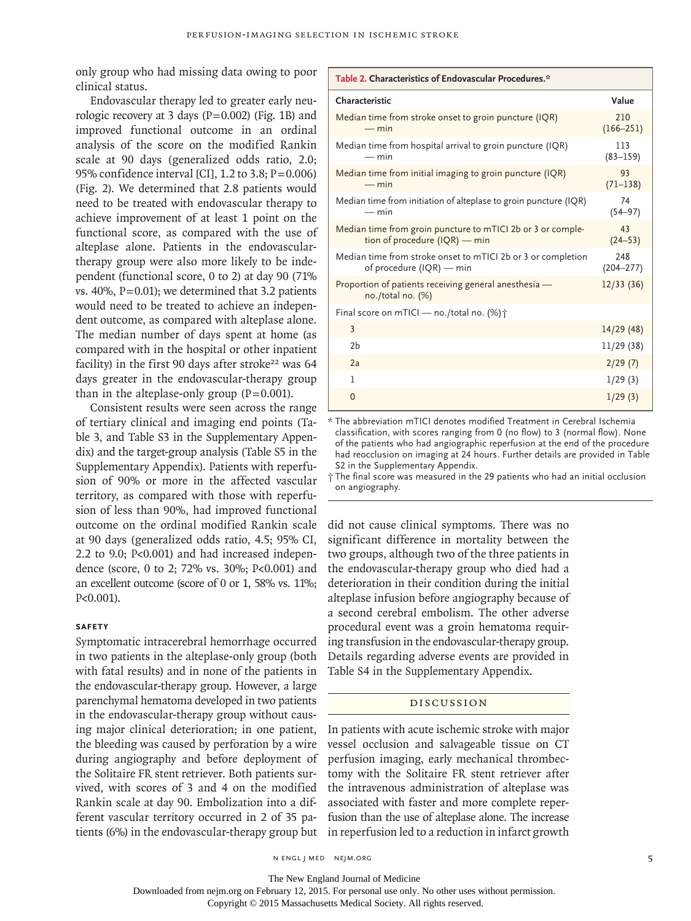only group who had missing data owing to poor clinical status.

Endovascular therapy led to greater early neurologic recovery at 3 days (P=0.002) (Fig. 1B) and improved functional outcome in an ordinal analysis of the score on the modified Rankin scale at 90 days (generalized odds ratio, 2.0; 95% confidence interval [CI], 1.2 to 3.8; P=0.006) (Fig. 2). We determined that 2.8 patients would need to be treated with endovascular therapy to achieve improvement of at least 1 point on the functional score, as compared with the use of alteplase alone. Patients in the endovascular-therapy group were also more likely to be independent (functional score, 0 to 2) at day 90 (71% vs. 40%, P=0.01); we determined that 3.2 patients would need to be treated to achieve an independent outcome, as compared with alteplase alone. The median number of days spent at home (as compared with in the hospital or other inpatient facility) in the first 90 days after stroke[22] was 64 days greater in the endovascular-therapy group than in the alteplase-only group (P=0.001).

Consistent results were seen across the range of tertiary clinical and imaging end points (Table 3, and Table S3 in the Supplementary Appendix) and the target-group analysis (Table S5 in the Supplementary Appendix). Patients with reperfusion of 90% or more in the affected vascular territory, as compared with those with reperfusion of less than 90%, had improved functional outcome on the ordinal modified Rankin scale at 90 days (generalized odds ratio, 4.5; 95% CI, 2.2 to 9.0; P<0.001) and had increased independence (score, 0 to 2; 72% vs. 30%; P<0.001) and an excellent outcome (score of 0 or 1, 58% vs. 11%; P<0.001).

**Table 2. Characteristics of Endovascular Procedures.***

| Characteristic | Value |
|---|---|
| Median time from stroke onset to groin puncture (IQR) — min | 210 (166–251) |
| Median time from hospital arrival to groin puncture (IQR) — min | 113 (83–159) |
| Median time from initial imaging to groin puncture (IQR) — min | 93 (71–138) |
| Median time from initiation of alteplase to groin puncture (IQR) — min | 74 (54–97) |
| Median time from groin puncture to mTICI 2b or 3 or completion of procedure (IQR) — min | 43 (24–53) |
| Median time from stroke onset to mTICI 2b or 3 or completion of procedure (IQR) — min | 248 (204–277) |
| Proportion of patients receiving general anesthesia — no./total no. (%) | 12/33 (36) |
| Final score on mTICI — no./total no. (%)† | |
| 3 | 14/29 (48) |
| 2b | 11/29 (38) |
| 2a | 2/29 (7) |
| 1 | 1/29 (3) |
| 0 | 1/29 (3) |

\* The abbreviation mTICI denotes modified Treatment in Cerebral Ischemia classification, with scores ranging from 0 (no flow) to 3 (normal flow). None of the patients who had angiographic reperfusion at the end of the procedure had reocclusion on imaging at 24 hours. Further details are provided in Table S2 in the Supplementary Appendix.

† The final score was measured in the 29 patients who had an initial occlusion on angiography.

### SAFETY

Symptomatic intracerebral hemorrhage occurred in two patients in the alteplase-only group (both with fatal results) and in none of the patients in the endovascular-therapy group. However, a large parenchymal hematoma developed in two patients in the endovascular-therapy group without causing major clinical deterioration; in one patient, the bleeding was caused by perforation by a wire during angiography and before deployment of the Solitaire FR stent retriever. Both patients survived, with scores of 3 and 4 on the modified Rankin scale at day 90. Embolization into a different vascular territory occurred in 2 of 35 patients (6%) in the endovascular-therapy group but did not cause clinical symptoms. There was no significant difference in mortality between the two groups, although two of the three patients in the endovascular-therapy group who died had a deterioration in their condition during the initial alteplase infusion before angiography because of a second cerebral embolism. The other adverse procedural event was a groin hematoma requiring transfusion in the endovascular-therapy group. Details regarding adverse events are provided in Table S4 in the Supplementary Appendix.

## DISCUSSION

In patients with acute ischemic stroke with major vessel occlusion and salvageable tissue on CT perfusion imaging, early mechanical thrombectomy with the Solitaire FR stent retriever after the intravenous administration of alteplase was associated with faster and more complete reperfusion than the use of alteplase alone. The increase in reperfusion led to a reduction in infarct growth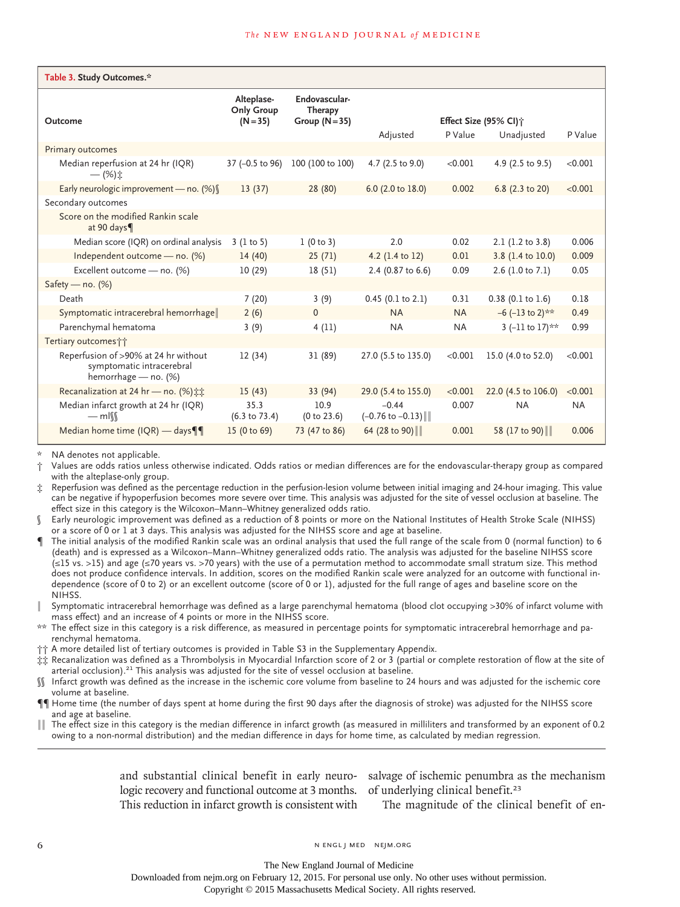**Table 3. Study Outcomes.***

| Outcome | Alteplase-Only Group (N=35) | Endovascular-Therapy Group (N=35) | Effect Size (95% CI)† | | | |
|---|---|---|---|---|---|---|
| | | | Adjusted | P Value | Unadjusted | P Value |
| **Primary outcomes** | | | | | | |
| Median reperfusion at 24 hr (IQR) — (%)‡ | 37 (−0.5 to 96) | 100 (100 to 100) | 4.7 (2.5 to 9.0) | <0.001 | 4.9 (2.5 to 9.5) | <0.001 |
| Early neurologic improvement — no. (%)§ | 13 (37) | 28 (80) | 6.0 (2.0 to 18.0) | 0.002 | 6.8 (2.3 to 20) | <0.001 |
| **Secondary outcomes** | | | | | | |
| Score on the modified Rankin scale at 90 days¶ | | | | | | |
| Median score (IQR) on ordinal analysis | 3 (1 to 5) | 1 (0 to 3) | 2.0 | 0.02 | 2.1 (1.2 to 3.8) | 0.006 |
| Independent outcome — no. (%) | 14 (40) | 25 (71) | 4.2 (1.4 to 12) | 0.01 | 3.8 (1.4 to 10.0) | 0.009 |
| Excellent outcome — no. (%) | 10 (29) | 18 (51) | 2.4 (0.87 to 6.6) | 0.09 | 2.6 (1.0 to 7.1) | 0.05 |
| **Safety — no. (%)** | | | | | | |
| Death | 7 (20) | 3 (9) | 0.45 (0.1 to 2.1) | 0.31 | 0.38 (0.1 to 1.6) | 0.18 |
| Symptomatic intracerebral hemorrhage‖ | 2 (6) | 0 | NA | NA | −6 (−13 to 2)** | 0.49 |
| Parenchymal hematoma | 3 (9) | 4 (11) | NA | NA | 3 (−11 to 17)** | 0.99 |
| **Tertiary outcomes††** | | | | | | |
| Reperfusion of >90% at 24 hr without symptomatic intracerebral hemorrhage — no. (%) | 12 (34) | 31 (89) | 27.0 (5.5 to 135.0) | <0.001 | 15.0 (4.0 to 52.0) | <0.001 |
| Recanalization at 24 hr — no. (%)‡‡ | 15 (43) | 33 (94) | 29.0 (5.4 to 155.0) | <0.001 | 22.0 (4.5 to 106.0) | <0.001 |
| Median infarct growth at 24 hr (IQR) — ml§§ | 35.3 (6.3 to 73.4) | 10.9 (0 to 23.6) | −0.44 (−0.76 to −0.13)‖‖ | 0.007 | NA | NA |
| Median home time (IQR) — days¶¶ | 15 (0 to 69) | 73 (47 to 86) | 64 (28 to 90)‖‖ | 0.001 | 58 (17 to 90)‖‖ | 0.006 |

\* NA denotes not applicable.

† Values are odds ratios unless otherwise indicated. Odds ratios or median differences are for the endovascular-therapy group as compared with the alteplase-only group.

‡ Reperfusion was defined as the percentage reduction in the perfusion-lesion volume between initial imaging and 24-hour imaging. This value can be negative if hypoperfusion becomes more severe over time. This analysis was adjusted for the site of vessel occlusion at baseline. The effect size in this category is the Wilcoxon–Mann–Whitney generalized odds ratio.

§ Early neurologic improvement was defined as a reduction of 8 points or more on the National Institutes of Health Stroke Scale (NIHSS) or a score of 0 or 1 at 3 days. This analysis was adjusted for the NIHSS score and age at baseline.

¶ The initial analysis of the modified Rankin scale was an ordinal analysis that used the full range of the scale from 0 (normal function) to 6 (death) and is expressed as a Wilcoxon–Mann–Whitney generalized odds ratio. The analysis was adjusted for the baseline NIHSS score (≤15 vs. >15) and age (≤70 years vs. >70 years) with the use of a permutation method to accommodate small stratum size. This method does not produce confidence intervals. In addition, scores on the modified Rankin scale were analyzed for an outcome with functional independence (score of 0 to 2) or an excellent outcome (score of 0 or 1), adjusted for the full range of ages and baseline score on the NIHSS.

‖ Symptomatic intracerebral hemorrhage was defined as a large parenchymal hematoma (blood clot occupying >30% of infarct volume with mass effect) and an increase of 4 points or more in the NIHSS score.

** The effect size in this category is a risk difference, as measured in percentage points for symptomatic intracerebral hemorrhage and parenchymal hematoma.

†† A more detailed list of tertiary outcomes is provided in Table S3 in the Supplementary Appendix.

‡‡ Recanalization was defined as a Thrombolysis in Myocardial Infarction score of 2 or 3 (partial or complete restoration of flow at the site of arterial occlusion).[21] This analysis was adjusted for the site of vessel occlusion at baseline.

§§ Infarct growth was defined as the increase in the ischemic core volume from baseline to 24 hours and was adjusted for the ischemic core volume at baseline.

¶¶ Home time (the number of days spent at home during the first 90 days after the diagnosis of stroke) was adjusted for the NIHSS score and age at baseline.

‖‖ The effect size in this category is the median difference in infarct growth (as measured in milliliters and transformed by an exponent of 0.2 owing to a non-normal distribution) and the median difference in days for home time, as calculated by median regression.

and substantial clinical benefit in early neurologic recovery and functional outcome at 3 months. This reduction in infarct growth is consistent with salvage of ischemic penumbra as the mechanism of underlying clinical benefit.[23]

The magnitude of the clinical benefit of en-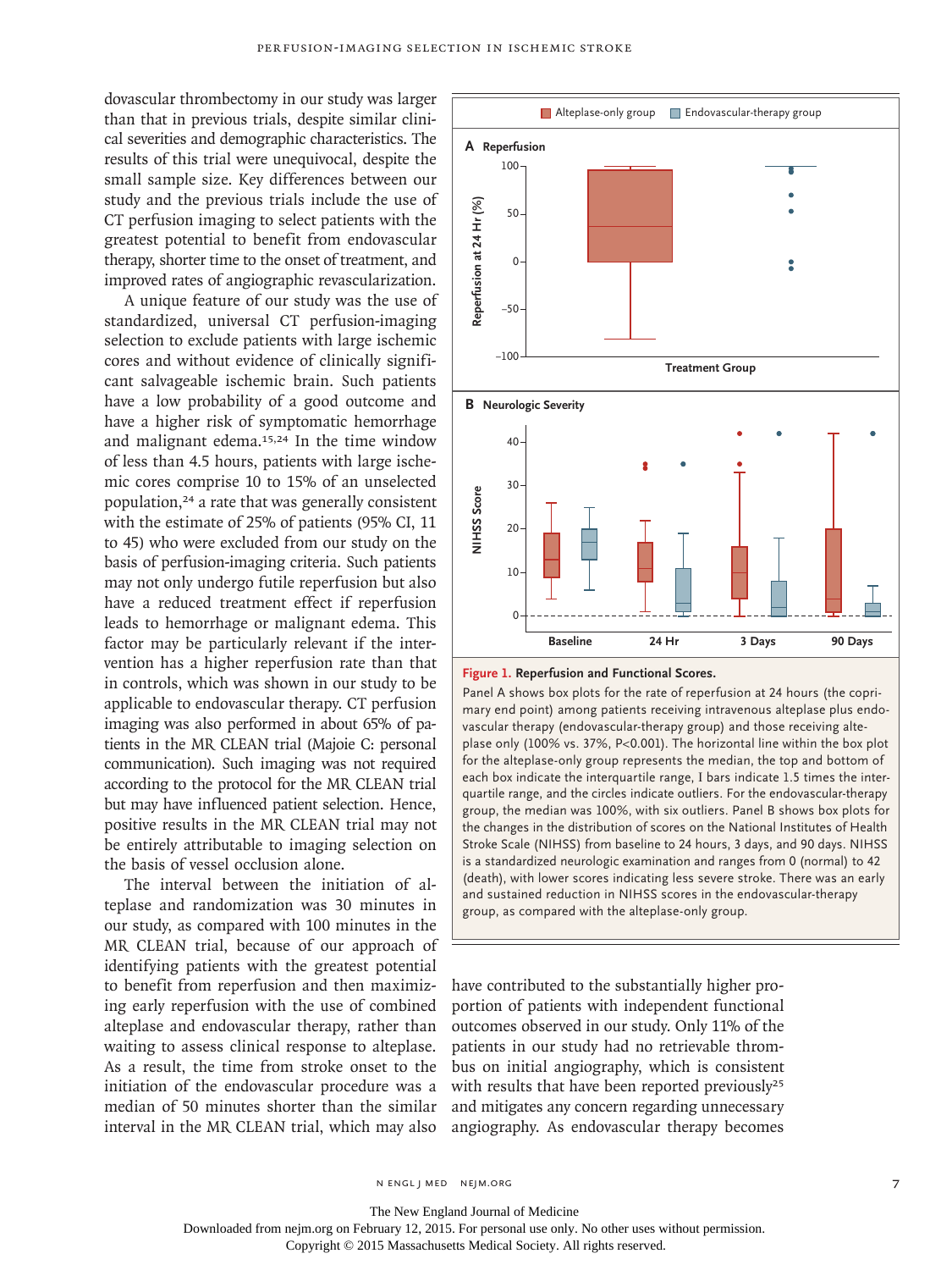dovascular thrombectomy in our study was larger than that in previous trials, despite similar clinical severities and demographic characteristics. The results of this trial were unequivocal, despite the small sample size. Key differences between our study and the previous trials include the use of CT perfusion imaging to select patients with the greatest potential to benefit from endovascular therapy, shorter time to the onset of treatment, and improved rates of angiographic revascularization.

A unique feature of our study was the use of standardized, universal CT perfusion-imaging selection to exclude patients with large ischemic cores and without evidence of clinically significant salvageable ischemic brain. Such patients have a low probability of a good outcome and have a higher risk of symptomatic hemorrhage and malignant edema.[15,24] In the time window of less than 4.5 hours, patients with large ischemic cores comprise 10 to 15% of an unselected population,[24] a rate that was generally consistent with the estimate of 25% of patients (95% CI, 11 to 45) who were excluded from our study on the basis of perfusion-imaging criteria. Such patients may not only undergo futile reperfusion but also have a reduced treatment effect if reperfusion leads to hemorrhage or malignant edema. This factor may be particularly relevant if the intervention has a higher reperfusion rate than that in controls, which was shown in our study to be applicable to endovascular therapy. CT perfusion imaging was also performed in about 65% of patients in the MR CLEAN trial (Majoie C: personal communication). Such imaging was not required according to the protocol for the MR CLEAN trial but may have influenced patient selection. Hence, positive results in the MR CLEAN trial may not be entirely attributable to imaging selection on the basis of vessel occlusion alone.

The interval between the initiation of alteplase and randomization was 30 minutes in our study, as compared with 100 minutes in the MR CLEAN trial, because of our approach of identifying patients with the greatest potential to benefit from reperfusion and then maximizing early reperfusion with the use of combined alteplase and endovascular therapy, rather than waiting to assess clinical response to alteplase. As a result, the time from stroke onset to the initiation of the endovascular procedure was a median of 50 minutes shorter than the similar interval in the MR CLEAN trial, which may also have contributed to the substantially higher proportion of patients with independent functional outcomes observed in our study. Only 11% of the patients in our study had no retrievable thrombus on initial angiography, which is consistent with results that have been reported previously[25] and mitigates any concern regarding unnecessary angiography. As endovascular therapy becomes

**Figure 1. Reperfusion and Functional Scores.**

Panel A shows box plots for the rate of reperfusion at 24 hours (the coprimary end point) among patients receiving intravenous alteplase plus endovascular therapy (endovascular-therapy group) and those receiving alteplase only (100% vs. 37%, P<0.001). The horizontal line within the box plot for the alteplase-only group represents the median, the top and bottom of each box indicate the interquartile range, I bars indicate 1.5 times the interquartile range, and the circles indicate outliers. For the endovascular-therapy group, the median was 100%, with six outliers. Panel B shows box plots for the changes in the distribution of scores on the National Institutes of Health Stroke Scale (NIHSS) from baseline to 24 hours, 3 days, and 90 days. NIHSS is a standardized neurologic examination and ranges from 0 (normal) to 42 (death), with lower scores indicating less severe stroke. There was an early and sustained reduction in NIHSS scores in the endovascular-therapy group, as compared with the alteplase-only group.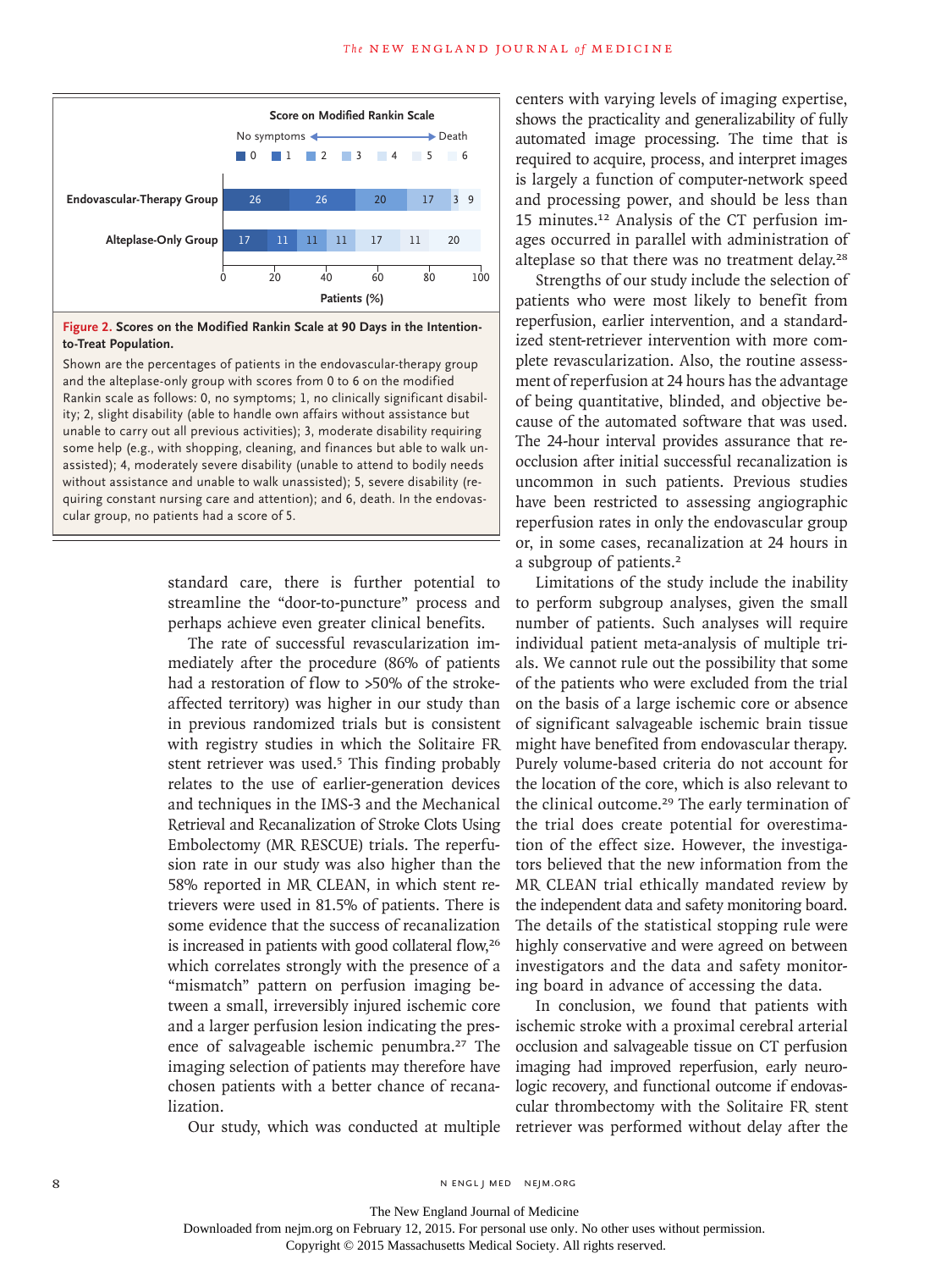Score on Modified Rankin Scale

No symptoms ◄ ► Death

0 1 2 3 4 5 6

Endovascular-Therapy Group 26 26 20 17 3 9

Alteplase-Only Group 17 11 11 11 17 11 20

0 20 40 60 80 100

Patients (%)

**Figure 2. Scores on the Modified Rankin Scale at 90 Days in the Intention-to-Treat Population.**

Shown are the percentages of patients in the endovascular-therapy group and the alteplase-only group with scores from 0 to 6 on the modified Rankin scale as follows: 0, no symptoms; 1, no clinically significant disability; 2, slight disability (able to handle own affairs without assistance but unable to carry out all previous activities); 3, moderate disability requiring some help (e.g., with shopping, cleaning, and finances but able to walk unassisted); 4, moderately severe disability (unable to attend to bodily needs without assistance and unable to walk unassisted); 5, severe disability (requiring constant nursing care and attention); and 6, death. In the endovascular group, no patients had a score of 5.

standard care, there is further potential to streamline the "door-to-puncture" process and perhaps achieve even greater clinical benefits.

The rate of successful revascularization immediately after the procedure (86% of patients had a restoration of flow to >50% of the stroke-affected territory) was higher in our study than in previous randomized trials but is consistent with registry studies in which the Solitaire FR stent retriever was used.[5] This finding probably relates to the use of earlier-generation devices and techniques in the IMS-3 and the Mechanical Retrieval and Recanalization of Stroke Clots Using Embolectomy (MR RESCUE) trials. The reperfusion rate in our study was also higher than the 58% reported in MR CLEAN, in which stent retrievers were used in 81.5% of patients. There is some evidence that the success of recanalization is increased in patients with good collateral flow,[26] which correlates strongly with the presence of a "mismatch" pattern on perfusion imaging between a small, irreversibly injured ischemic core and a larger perfusion lesion indicating the presence of salvageable ischemic penumbra.[27] The imaging selection of patients may therefore have chosen patients with a better chance of recanalization.

Our study, which was conducted at multiple centers with varying levels of imaging expertise, shows the practicality and generalizability of fully automated image processing. The time that is required to acquire, process, and interpret images is largely a function of computer-network speed and processing power, and should be less than 15 minutes.[12] Analysis of the CT perfusion images occurred in parallel with administration of alteplase so that there was no treatment delay.[28]

Strengths of our study include the selection of patients who were most likely to benefit from reperfusion, earlier intervention, and a standardized stent-retriever intervention with more complete revascularization. Also, the routine assessment of reperfusion at 24 hours has the advantage of being quantitative, blinded, and objective because of the automated software that was used. The 24-hour interval provides assurance that reocclusion after initial successful recanalization is uncommon in such patients. Previous studies have been restricted to assessing angiographic reperfusion rates in only the endovascular group or, in some cases, recanalization at 24 hours in a subgroup of patients.[2]

Limitations of the study include the inability to perform subgroup analyses, given the small number of patients. Such analyses will require individual patient meta-analysis of multiple trials. We cannot rule out the possibility that some of the patients who were excluded from the trial on the basis of a large ischemic core or absence of significant salvageable ischemic brain tissue might have benefited from endovascular therapy. Purely volume-based criteria do not account for the location of the core, which is also relevant to the clinical outcome.[29] The early termination of the trial does create potential for overestimation of the effect size. However, the investigators believed that the new information from the MR CLEAN trial ethically mandated review by the independent data and safety monitoring board. The details of the statistical stopping rule were highly conservative and were agreed on between investigators and the data and safety monitoring board in advance of accessing the data.

In conclusion, we found that patients with ischemic stroke with a proximal cerebral arterial occlusion and salvageable tissue on CT perfusion imaging had improved reperfusion, early neurologic recovery, and functional outcome if endovascular thrombectomy with the Solitaire FR stent retriever was performed without delay after the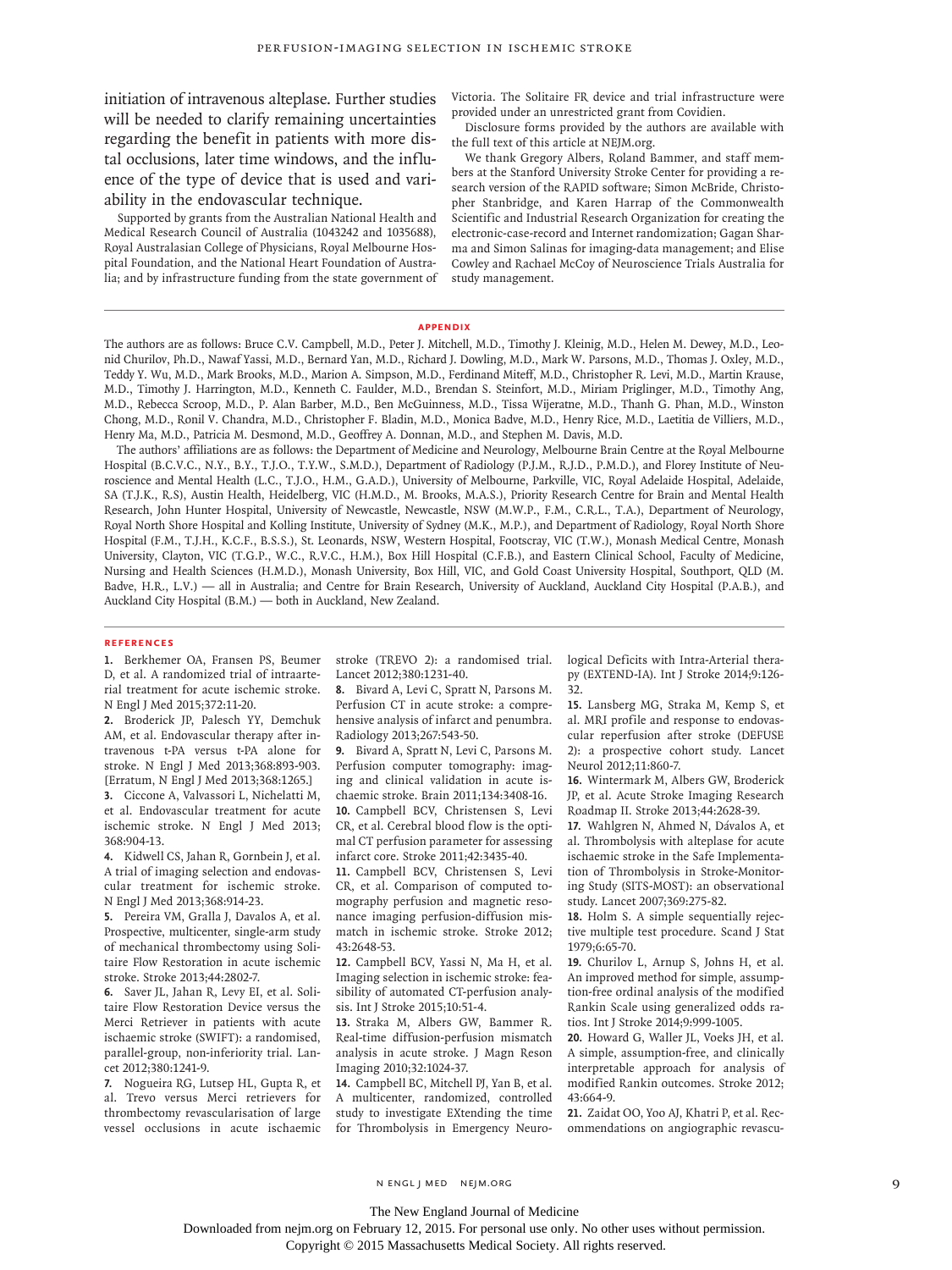initiation of intravenous alteplase. Further studies will be needed to clarify remaining uncertainties regarding the benefit in patients with more distal occlusions, later time windows, and the influence of the type of device that is used and variability in the endovascular technique.

Supported by grants from the Australian National Health and Medical Research Council of Australia (1043242 and 1035688), Royal Australasian College of Physicians, Royal Melbourne Hospital Foundation, and the National Heart Foundation of Australia; and by infrastructure funding from the state government of Victoria. The Solitaire FR device and trial infrastructure were provided under an unrestricted grant from Covidien.

Disclosure forms provided by the authors are available with the full text of this article at NEJM.org.

We thank Gregory Albers, Roland Bammer, and staff members at the Stanford University Stroke Center for providing a research version of the RAPID software; Simon McBride, Christopher Stanbridge, and Karen Harrap of the Commonwealth Scientific and Industrial Research Organization for creating the electronic-case-record and Internet randomization; Gagan Sharma and Simon Salinas for imaging-data management; and Elise Cowley and Rachael McCoy of Neuroscience Trials Australia for study management.

## APPENDIX

The authors are as follows: Bruce C.V. Campbell, M.D., Peter J. Mitchell, M.D., Timothy J. Kleinig, M.D., Helen M. Dewey, M.D., Leonid Churilov, Ph.D., Nawaf Yassi, M.D., Bernard Yan, M.D., Richard J. Dowling, M.D., Mark W. Parsons, M.D., Thomas J. Oxley, M.D., Teddy Y. Wu, M.D., Mark Brooks, M.D., Marion A. Simpson, M.D., Ferdinand Miteff, M.D., Christopher R. Levi, M.D., Martin Krause, M.D., Timothy J. Harrington, M.D., Kenneth C. Faulder, M.D., Brendan S. Steinfort, M.D., Miriam Priglinger, M.D., Timothy Ang, M.D., Rebecca Scroop, M.D., P. Alan Barber, M.D., Ben McGuinness, M.D., Tissa Wijeratne, M.D., Thanh G. Phan, M.D., Winston Chong, M.D., Ronil V. Chandra, M.D., Christopher F. Bladin, M.D., Monica Badve, M.D., Henry Rice, M.D., Laetitia de Villiers, M.D., Henry Ma, M.D., Patricia M. Desmond, M.D., Geoffrey A. Donnan, M.D., and Stephen M. Davis, M.D.

The authors' affiliations are as follows: the Department of Medicine and Neurology, Melbourne Brain Centre at the Royal Melbourne Hospital (B.C.V.C., N.Y., B.Y., T.J.O., T.Y.W., S.M.D.), Department of Radiology (P.J.M., R.J.D., P.M.D.), and Florey Institute of Neuroscience and Mental Health (L.C., T.J.O., H.M., G.A.D.), University of Melbourne, Parkville, VIC, Royal Adelaide Hospital, Adelaide, SA (T.J.K., R.S), Austin Health, Heidelberg, VIC (H.M.D., M. Brooks, M.A.S.), Priority Research Centre for Brain and Mental Health Research, John Hunter Hospital, University of Newcastle, Newcastle, NSW (M.W.P., F.M., C.R.L., T.A.), Department of Neurology, Royal North Shore Hospital and Kolling Institute, University of Sydney (M.K., M.P.), and Department of Radiology, Royal North Shore Hospital (F.M., T.J.H., K.C.F., B.S.S.), St. Leonards, NSW, Western Hospital, Footscray, VIC (T.W.), Monash Medical Centre, Monash University, Clayton, VIC (T.G.P., W.C., R.V.C., H.M.), Box Hill Hospital (C.F.B.), and Eastern Clinical School, Faculty of Medicine, Nursing and Health Sciences (H.M.D.), Monash University, Box Hill, VIC, and Gold Coast University Hospital, Southport, QLD (M. Badve, H.R., L.V.) — all in Australia; and Centre for Brain Research, University of Auckland, Auckland City Hospital (P.A.B.), and Auckland City Hospital (B.M.) — both in Auckland, New Zealand.

## REFERENCES

1. Berkhemer OA, Fransen PS, Beumer D, et al. A randomized trial of intraarterial treatment for acute ischemic stroke. N Engl J Med 2015;372:11-20.
2. Broderick JP, Palesch YY, Demchuk AM, et al. Endovascular therapy after intravenous t-PA versus t-PA alone for stroke. N Engl J Med 2013;368:893-903. [Erratum, N Engl J Med 2013;368:1265.]
3. Ciccone A, Valvassori L, Nichelatti M, et al. Endovascular treatment for acute ischemic stroke. N Engl J Med 2013;368:904-13.
4. Kidwell CS, Jahan R, Gornbein J, et al. A trial of imaging selection and endovascular treatment for ischemic stroke. N Engl J Med 2013;368:914-23.
5. Pereira VM, Gralla J, Davalos A, et al. Prospective, multicenter, single-arm study of mechanical thrombectomy using Solitaire Flow Restoration in acute ischemic stroke. Stroke 2013;44:2802-7.
6. Saver JL, Jahan R, Levy EI, et al. Solitaire Flow Restoration Device versus the Merci Retriever in patients with acute ischaemic stroke (SWIFT): a randomised, parallel-group, non-inferiority trial. Lancet 2012;380:1241-9.
7. Nogueira RG, Lutsep HL, Gupta R, et al. Trevo versus Merci retrievers for thrombectomy revascularisation of large vessel occlusions in acute ischaemic stroke (TREVO 2): a randomised trial. Lancet 2012;380:1231-40.
8. Bivard A, Levi C, Spratt N, Parsons M. Perfusion CT in acute stroke: a comprehensive analysis of infarct and penumbra. Radiology 2013;267:543-50.
9. Bivard A, Spratt N, Levi C, Parsons M. Perfusion computer tomography: imaging and clinical validation in acute ischaemic stroke. Brain 2011;134:3408-16.
10. Campbell BCV, Christensen S, Levi CR, et al. Cerebral blood flow is the optimal CT perfusion parameter for assessing infarct core. Stroke 2011;42:3435-40.
11. Campbell BCV, Christensen S, Levi CR, et al. Comparison of computed tomography perfusion and magnetic resonance imaging perfusion-diffusion mismatch in ischemic stroke. Stroke 2012;43:2648-53.
12. Campbell BCV, Yassi N, Ma H, et al. Imaging selection in ischemic stroke: feasibility of automated CT-perfusion analysis. Int J Stroke 2015;10:51-4.
13. Straka M, Albers GW, Bammer R. Real-time diffusion-perfusion mismatch analysis in acute stroke. J Magn Reson Imaging 2010;32:1024-37.
14. Campbell BC, Mitchell PJ, Yan B, et al. A multicenter, randomized, controlled study to investigate EXtending the time for Thrombolysis in Emergency Neurological Deficits with Intra-Arterial therapy (EXTEND-IA). Int J Stroke 2014;9:126-32.
15. Lansberg MG, Straka M, Kemp S, et al. MRI profile and response to endovascular reperfusion after stroke (DEFUSE 2): a prospective cohort study. Lancet Neurol 2012;11:860-7.
16. Wintermark M, Albers GW, Broderick JP, et al. Acute Stroke Imaging Research Roadmap II. Stroke 2013;44:2628-39.
17. Wahlgren N, Ahmed N, Dávalos A, et al. Thrombolysis with alteplase for acute ischaemic stroke in the Safe Implementation of Thrombolysis in Stroke-Monitoring Study (SITS-MOST): an observational study. Lancet 2007;369:275-82.
18. Holm S. A simple sequentially rejective multiple test procedure. Scand J Stat 1979;6:65-70.
19. Churilov L, Arnup S, Johns H, et al. An improved method for simple, assumption-free ordinal analysis of the modified Rankin Scale using generalized odds ratios. Int J Stroke 2014;9:999-1005.
20. Howard G, Waller JL, Voeks JH, et al. A simple, assumption-free, and clinically interpretable approach for analysis of modified Rankin outcomes. Stroke 2012;43:664-9.
21. Zaidat OO, Yoo AJ, Khatri P, et al. Recommendations on angiographic revascu-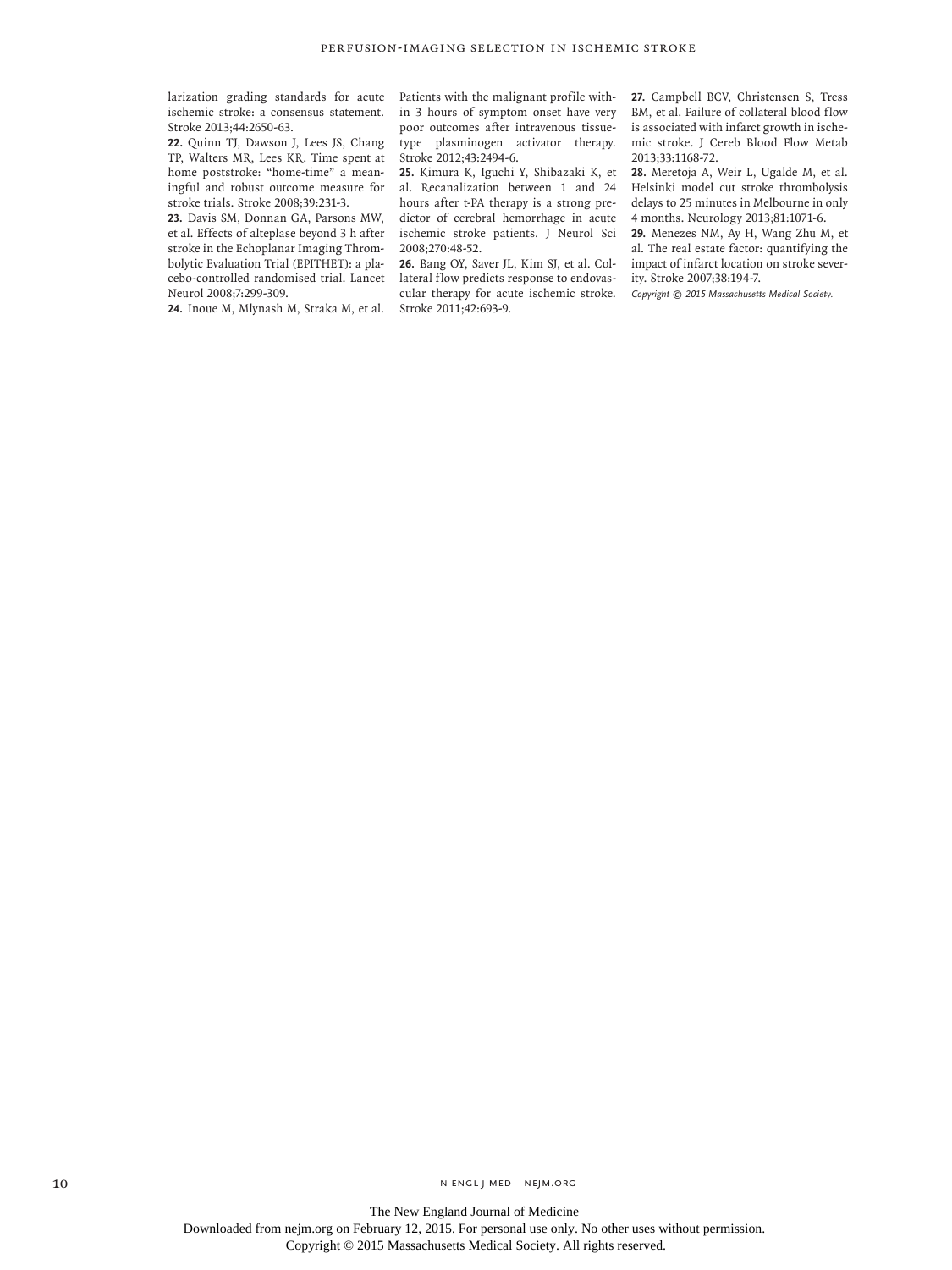larization grading standards for acute ischemic stroke: a consensus statement. Stroke 2013;44:2650-63.

**22.** Quinn TJ, Dawson J, Lees JS, Chang TP, Walters MR, Lees KR. Time spent at home poststroke: "home-time" a meaningful and robust outcome measure for stroke trials. Stroke 2008;39:231-3.

**23.** Davis SM, Donnan GA, Parsons MW, et al. Effects of alteplase beyond 3 h after stroke in the Echoplanar Imaging Thrombolytic Evaluation Trial (EPITHET): a placebo-controlled randomised trial. Lancet Neurol 2008;7:299-309.

**24.** Inoue M, Mlynash M, Straka M, et al. Patients with the malignant profile within 3 hours of symptom onset have very poor outcomes after intravenous tissue-type plasminogen activator therapy. Stroke 2012;43:2494-6.

**25.** Kimura K, Iguchi Y, Shibazaki K, et al. Recanalization between 1 and 24 hours after t-PA therapy is a strong predictor of cerebral hemorrhage in acute ischemic stroke patients. J Neurol Sci 2008;270:48-52.

**26.** Bang OY, Saver JL, Kim SJ, et al. Collateral flow predicts response to endovascular therapy for acute ischemic stroke. Stroke 2011;42:693-9.

**27.** Campbell BCV, Christensen S, Tress BM, et al. Failure of collateral blood flow is associated with infarct growth in ischemic stroke. J Cereb Blood Flow Metab 2013;33:1168-72.

**28.** Meretoja A, Weir L, Ugalde M, et al. Helsinki model cut stroke thrombolysis delays to 25 minutes in Melbourne in only 4 months. Neurology 2013;81:1071-6.

**29.** Menezes NM, Ay H, Wang Zhu M, et al. The real estate factor: quantifying the impact of infarct location on stroke severity. Stroke 2007;38:194-7.

*Copyright © 2015 Massachusetts Medical Society.*